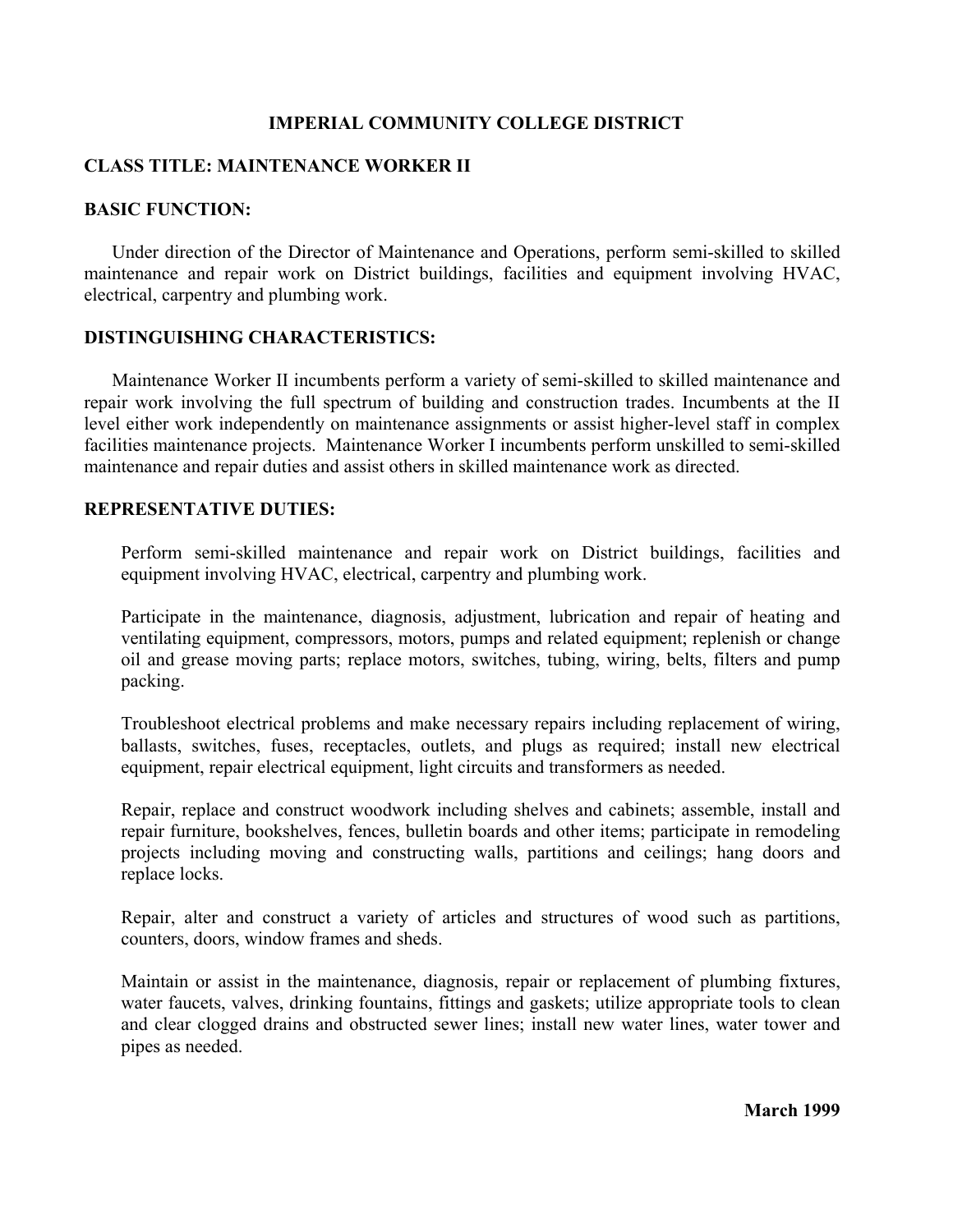# IMPERIAL COMMUNITY COLLEGE DISTRICT

## CLASS TITLE: MAINTENANCE WORKER II

## BASIC FUNCTION:

Under direction of the Director of Maintenance and Operations, perform semi-skilled to skilled maintenance and repair work on District buildings, facilities and equipment involving HVAC, electrical, carpentry and plumbing work.

## DISTINGUISHING CHARACTERISTICS:

Maintenance Worker II incumbents perform a variety of semi-skilled to skilled maintenance and repair work involving the full spectrum of building and construction trades. Incumbents at the II level either work independently on maintenance assignments or assist higher-level staff in complex facilities maintenance projects. Maintenance Worker I incumbents perform unskilled to semi-skilled maintenance and repair duties and assist others in skilled maintenance work as directed.

## REPRESENTATIVE DUTIES:

Perform semi-skilled maintenance and repair work on District buildings, facilities and equipment involving HVAC, electrical, carpentry and plumbing work.

Participate in the maintenance, diagnosis, adjustment, lubrication and repair of heating and ventilating equipment, compressors, motors, pumps and related equipment; replenish or change oil and grease moving parts; replace motors, switches, tubing, wiring, belts, filters and pump packing.

Troubleshoot electrical problems and make necessary repairs including replacement of wiring, ballasts, switches, fuses, receptacles, outlets, and plugs as required; install new electrical equipment, repair electrical equipment, light circuits and transformers as needed.

Repair, replace and construct woodwork including shelves and cabinets; assemble, install and repair furniture, bookshelves, fences, bulletin boards and other items; participate in remodeling projects including moving and constructing walls, partitions and ceilings; hang doors and replace locks.

Repair, alter and construct a variety of articles and structures of wood such as partitions, counters, doors, window frames and sheds.

Maintain or assist in the maintenance, diagnosis, repair or replacement of plumbing fixtures, water faucets, valves, drinking fountains, fittings and gaskets; utilize appropriate tools to clean and clear clogged drains and obstructed sewer lines; install new water lines, water tower and pipes as needed.

**March 1999**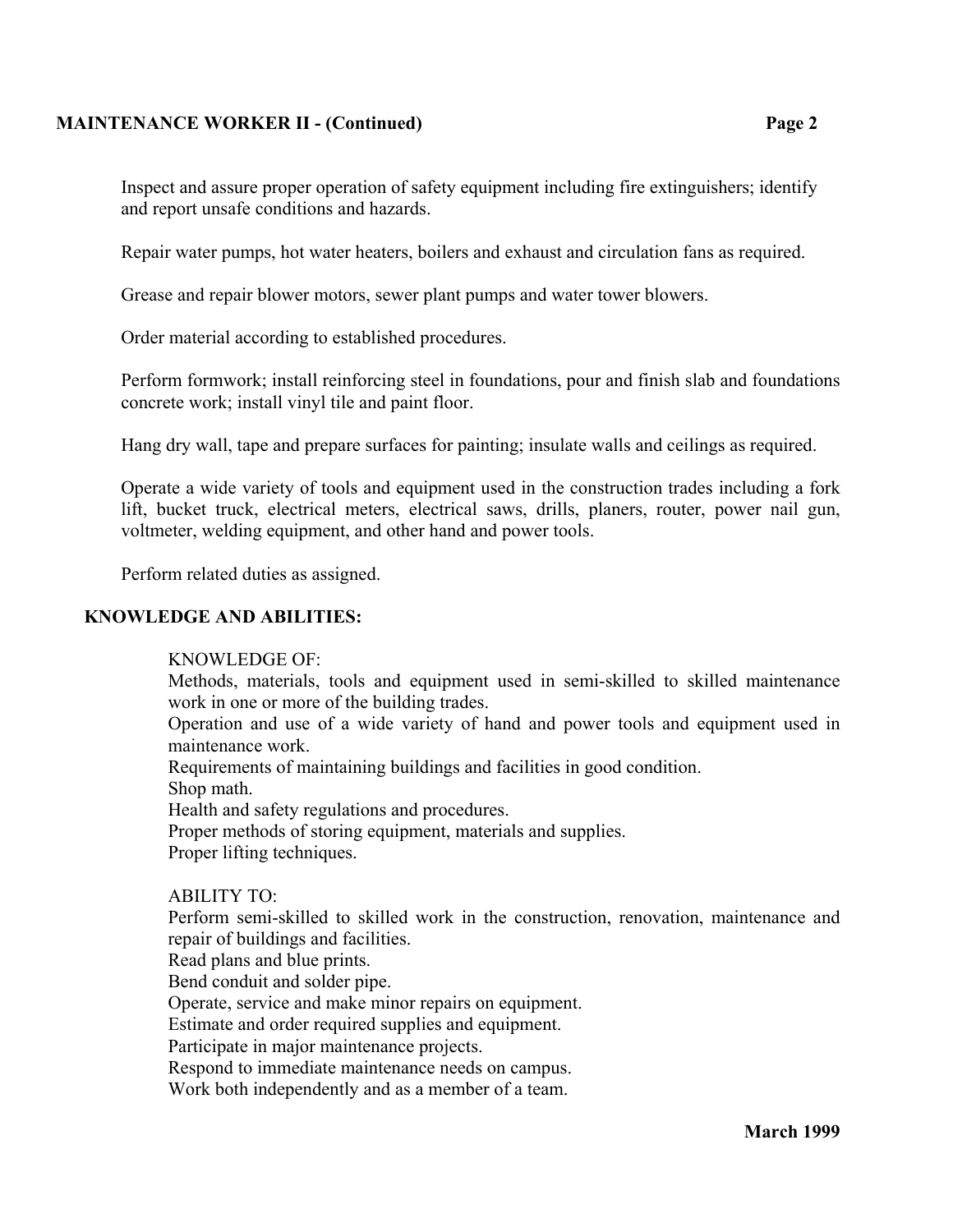Inspect and assure proper operation of safety equipment including fire extinguishers; identify and report unsafe conditions and hazards.

Repair water pumps, hot water heaters, boilers and exhaust and circulation fans as required.

Grease and repair blower motors, sewer plant pumps and water tower blowers.

Order material according to established procedures.

Perform formwork; install reinforcing steel in foundations, pour and finish slab and foundations concrete work; install vinyl tile and paint floor.

Hang dry wall, tape and prepare surfaces for painting; insulate walls and ceilings as required.

Operate a wide variety of tools and equipment used in the construction trades including a fork lift, bucket truck, electrical meters, electrical saws, drills, planers, router, power nail gun, voltmeter, welding equipment, and other hand and power tools.

Perform related duties as assigned.

## KNOWLEDGE AND ABILITIES:

KNOWLEDGE OF:

Methods, materials, tools and equipment used in semi-skilled to skilled maintenance work in one or more of the building trades.
Operation and use of a wide variety of hand and power tools and equipment used in maintenance work.
Requirements of maintaining buildings and facilities in good condition.
Shop math.
Health and safety regulations and procedures.
Proper methods of storing equipment, materials and supplies.
Proper lifting techniques.

ABILITY TO:

Perform semi-skilled to skilled work in the construction, renovation, maintenance and repair of buildings and facilities.
Read plans and blue prints.
Bend conduit and solder pipe.
Operate, service and make minor repairs on equipment.
Estimate and order required supplies and equipment.
Participate in major maintenance projects.
Respond to immediate maintenance needs on campus.
Work both independently and as a member of a team.

**March 1999**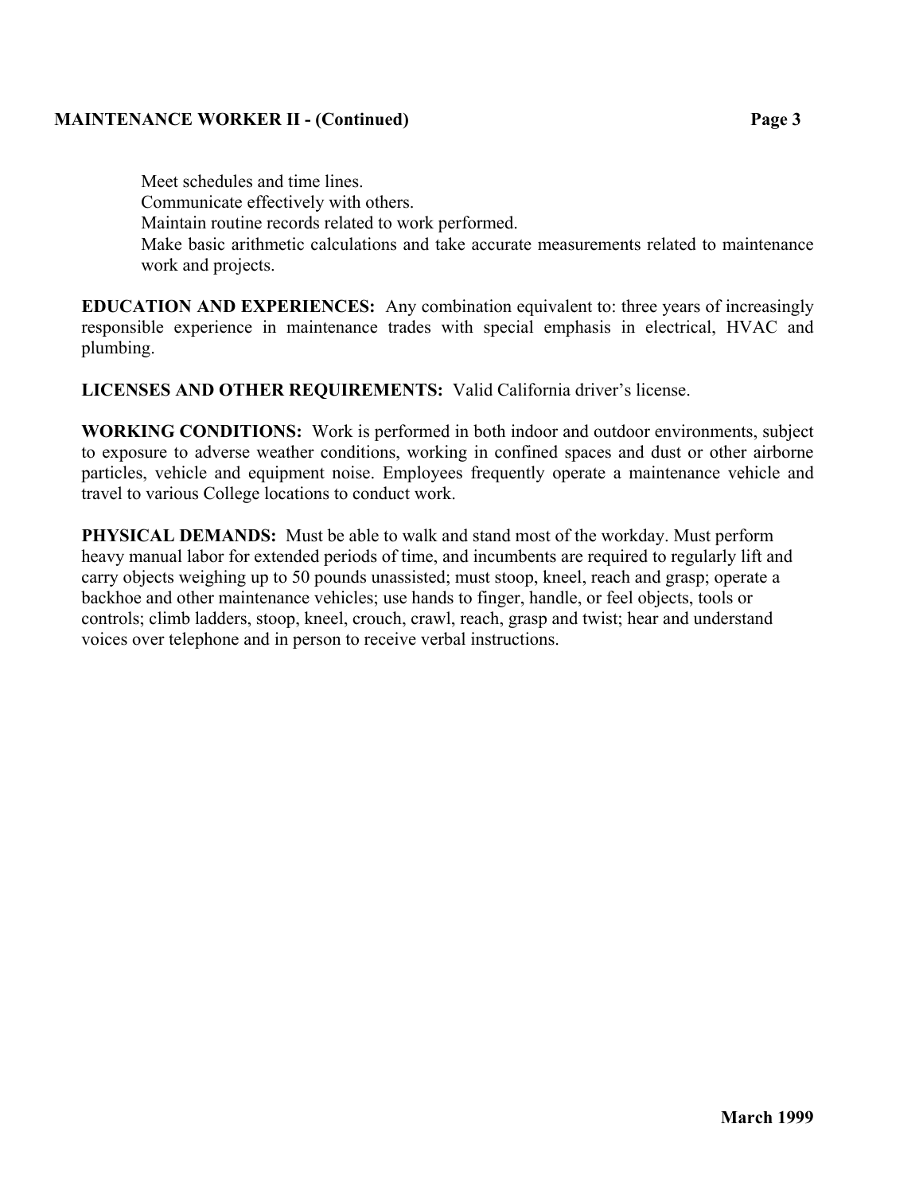Meet schedules and time lines.
Communicate effectively with others.
Maintain routine records related to work performed.
Make basic arithmetic calculations and take accurate measurements related to maintenance work and projects.

**EDUCATION AND EXPERIENCES:** Any combination equivalent to: three years of increasingly responsible experience in maintenance trades with special emphasis in electrical, HVAC and plumbing.

**LICENSES AND OTHER REQUIREMENTS:** Valid California driver's license.

**WORKING CONDITIONS:** Work is performed in both indoor and outdoor environments, subject to exposure to adverse weather conditions, working in confined spaces and dust or other airborne particles, vehicle and equipment noise. Employees frequently operate a maintenance vehicle and travel to various College locations to conduct work.

**PHYSICAL DEMANDS:** Must be able to walk and stand most of the workday. Must perform heavy manual labor for extended periods of time, and incumbents are required to regularly lift and carry objects weighing up to 50 pounds unassisted; must stoop, kneel, reach and grasp; operate a backhoe and other maintenance vehicles; use hands to finger, handle, or feel objects, tools or controls; climb ladders, stoop, kneel, crouch, crawl, reach, grasp and twist; hear and understand voices over telephone and in person to receive verbal instructions.

**March 1999**